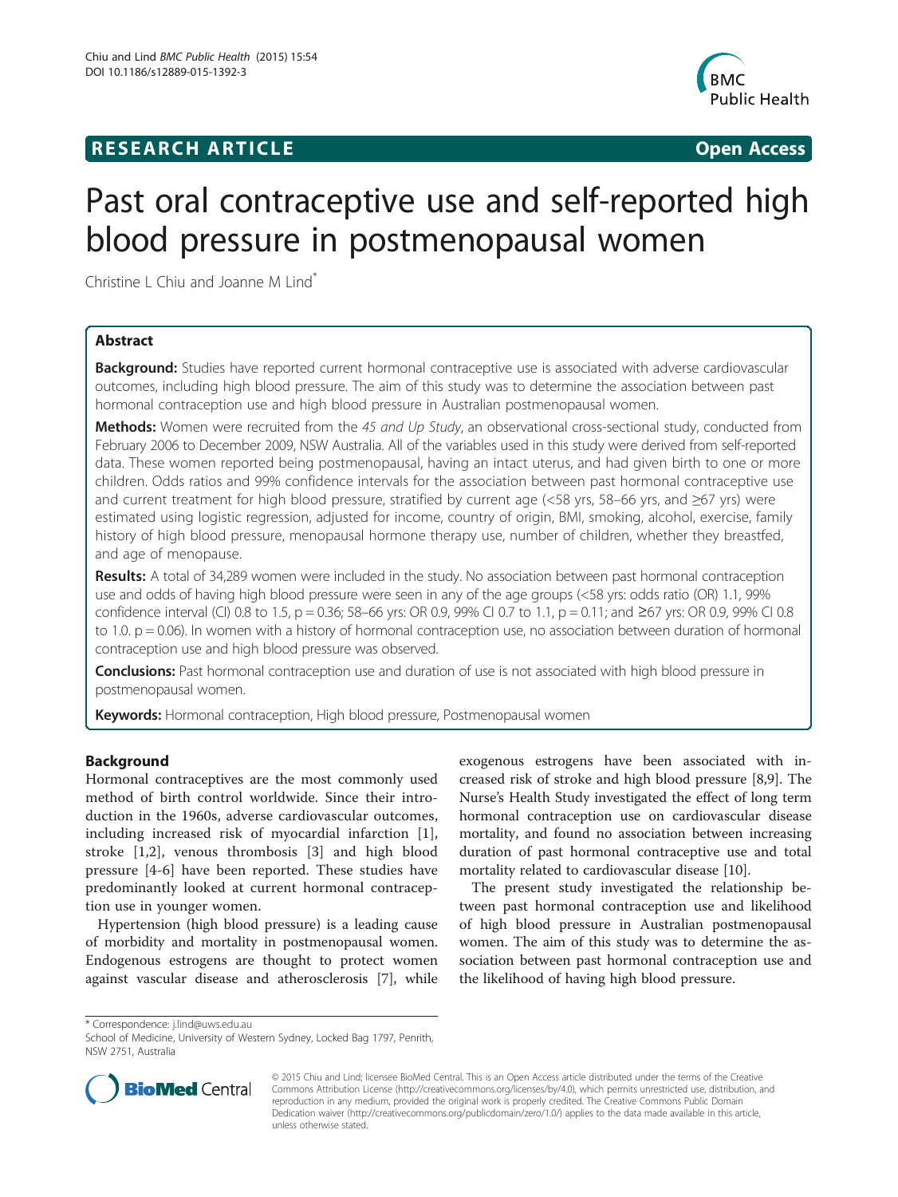**RESEARCH ARTICLE** **Open Access**

# Past oral contraceptive use and self-reported high blood pressure in postmenopausal women

Christine L Chiu and Joanne M Lind*

## Abstract

**Background:** Studies have reported current hormonal contraceptive use is associated with adverse cardiovascular outcomes, including high blood pressure. The aim of this study was to determine the association between past hormonal contraception use and high blood pressure in Australian postmenopausal women.

**Methods:** Women were recruited from the *45 and Up Study*, an observational cross-sectional study, conducted from February 2006 to December 2009, NSW Australia. All of the variables used in this study were derived from self-reported data. These women reported being postmenopausal, having an intact uterus, and had given birth to one or more children. Odds ratios and 99% confidence intervals for the association between past hormonal contraceptive use and current treatment for high blood pressure, stratified by current age (<58 yrs, 58–66 yrs, and ≥67 yrs) were estimated using logistic regression, adjusted for income, country of origin, BMI, smoking, alcohol, exercise, family history of high blood pressure, menopausal hormone therapy use, number of children, whether they breastfed, and age of menopause.

**Results:** A total of 34,289 women were included in the study. No association between past hormonal contraception use and odds of having high blood pressure were seen in any of the age groups (<58 yrs: odds ratio (OR) 1.1, 99% confidence interval (CI) 0.8 to 1.5, p = 0.36; 58–66 yrs: OR 0.9, 99% CI 0.7 to 1.1, p = 0.11; and ≥67 yrs: OR 0.9, 99% CI 0.8 to 1.0. p = 0.06). In women with a history of hormonal contraception use, no association between duration of hormonal contraception use and high blood pressure was observed.

**Conclusions:** Past hormonal contraception use and duration of use is not associated with high blood pressure in postmenopausal women.

**Keywords:** Hormonal contraception, High blood pressure, Postmenopausal women

## Background

Hormonal contraceptives are the most commonly used method of birth control worldwide. Since their introduction in the 1960s, adverse cardiovascular outcomes, including increased risk of myocardial infarction [1], stroke [1,2], venous thrombosis [3] and high blood pressure [4-6] have been reported. These studies have predominantly looked at current hormonal contraception use in younger women.

Hypertension (high blood pressure) is a leading cause of morbidity and mortality in postmenopausal women. Endogenous estrogens are thought to protect women against vascular disease and atherosclerosis [7], while exogenous estrogens have been associated with increased risk of stroke and high blood pressure [8,9]. The Nurse's Health Study investigated the effect of long term hormonal contraception use on cardiovascular disease mortality, and found no association between increasing duration of past hormonal contraceptive use and total mortality related to cardiovascular disease [10].

The present study investigated the relationship between past hormonal contraception use and likelihood of high blood pressure in Australian postmenopausal women. The aim of this study was to determine the association between past hormonal contraception use and the likelihood of having high blood pressure.

\* Correspondence: j.lind@uws.edu.au
School of Medicine, University of Western Sydney, Locked Bag 1797, Penrith, NSW 2751, Australia

© 2015 Chiu and Lind; licensee BioMed Central. This is an Open Access article distributed under the terms of the Creative Commons Attribution License (http://creativecommons.org/licenses/by/4.0), which permits unrestricted use, distribution, and reproduction in any medium, provided the original work is properly credited. The Creative Commons Public Domain Dedication waiver (http://creativecommons.org/publicdomain/zero/1.0/) applies to the data made available in this article, unless otherwise stated.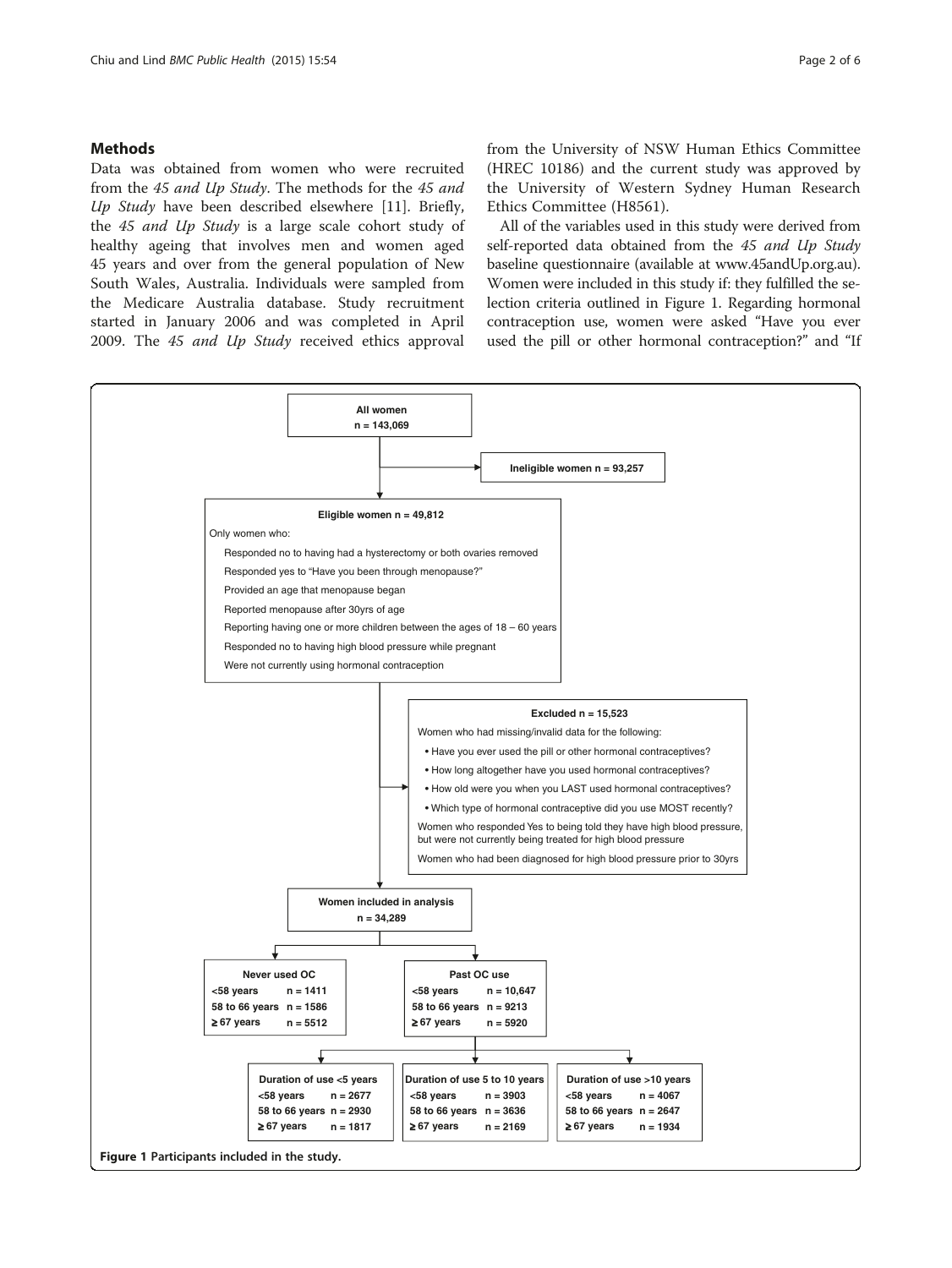## Methods

Data was obtained from women who were recruited from the *45 and Up Study*. The methods for the *45 and Up Study* have been described elsewhere [11]. Briefly, the *45 and Up Study* is a large scale cohort study of healthy ageing that involves men and women aged 45 years and over from the general population of New South Wales, Australia. Individuals were sampled from the Medicare Australia database. Study recruitment started in January 2006 and was completed in April 2009. The *45 and Up Study* received ethics approval from the University of NSW Human Ethics Committee (HREC 10186) and the current study was approved by the University of Western Sydney Human Research Ethics Committee (H8561).

All of the variables used in this study were derived from self-reported data obtained from the *45 and Up Study* baseline questionnaire (available at www.45andUp.org.au). Women were included in this study if: they fulfilled the selection criteria outlined in Figure 1. Regarding hormonal contraception use, women were asked "Have you ever used the pill or other hormonal contraception?" and "If

**All women**
**n = 143,069**

**Ineligible women n = 93,257**

**Eligible women n = 49,812**

Only women who:

- Responded no to having had a hysterectomy or both ovaries removed
- Responded yes to "Have you been through menopause?"
- Provided an age that menopause began
- Reported menopause after 30yrs of age
- Reporting having one or more children between the ages of 18 – 60 years
- Responded no to having high blood pressure while pregnant
- Were not currently using hormonal contraception

**Excluded n = 15,523**

Women who had missing/invalid data for the following:

- Have you ever used the pill or other hormonal contraceptives?
- How long altogether have you used hormonal contraceptives?
- How old were you when you LAST used hormonal contraceptives?
- Which type of hormonal contraceptive did you use MOST recently?

Women who responded Yes to being told they have high blood pressure, but were not currently being treated for high blood pressure

Women who had been diagnosed for high blood pressure prior to 30yrs

**Women included in analysis**
**n = 34,289**

| **Never used OC** | |
|---|---|
| **<58 years** | **n = 1411** |
| **58 to 66 years** | **n = 1586** |
| **≥ 67 years** | **n = 5512** |

| **Past OC use** | |
|---|---|
| **<58 years** | **n = 10,647** |
| **58 to 66 years** | **n = 9213** |
| **≥ 67 years** | **n = 5920** |

| **Duration of use <5 years** | |
|---|---|
| **<58 years** | **n = 2677** |
| **58 to 66 years** | **n = 2930** |
| **≥ 67 years** | **n = 1817** |

| **Duration of use 5 to 10 years** | |
|---|---|
| **<58 years** | **n = 3903** |
| **58 to 66 years** | **n = 3636** |
| **≥ 67 years** | **n = 2169** |

| **Duration of use >10 years** | |
|---|---|
| **<58 years** | **n = 4067** |
| **58 to 66 years** | **n = 2647** |
| **≥ 67 years** | **n = 1934** |

**Figure 1** Participants included in the study.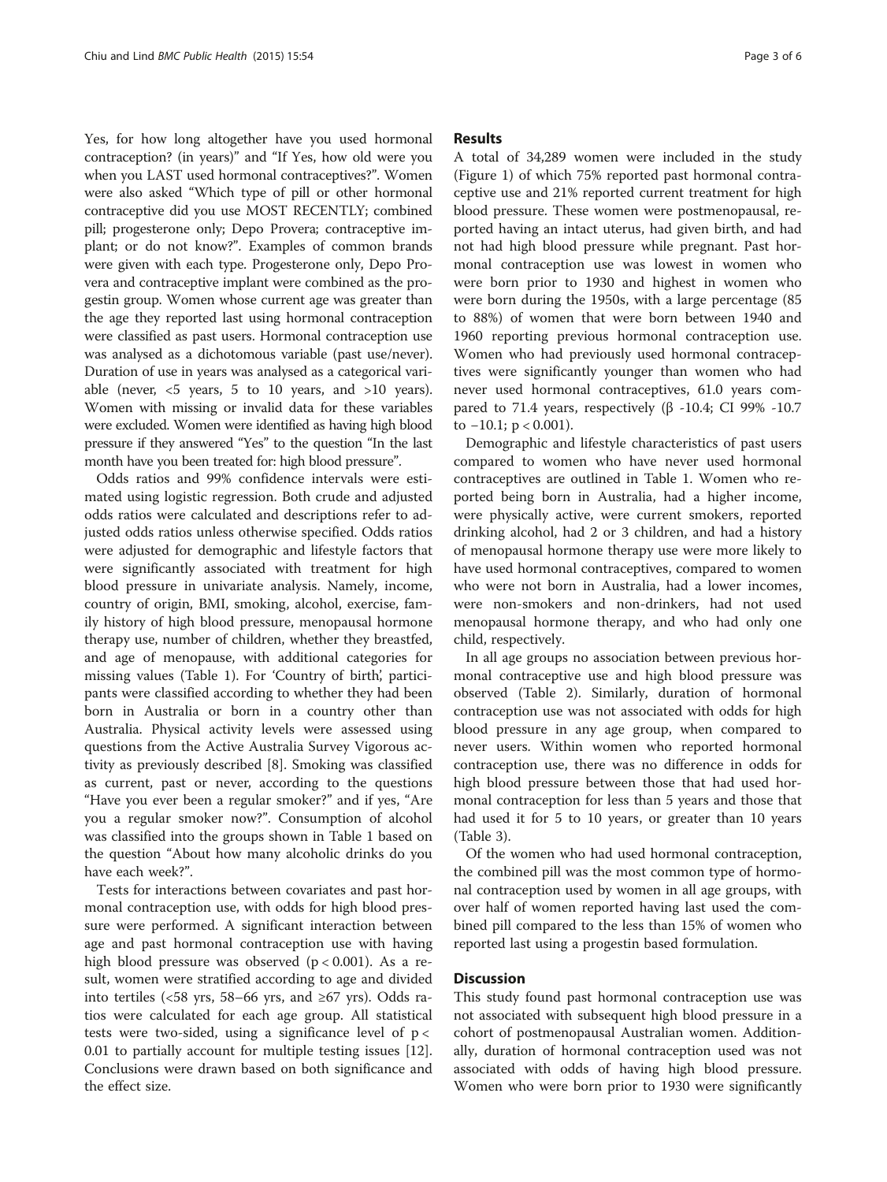Yes, for how long altogether have you used hormonal contraception? (in years)" and "If Yes, how old were you when you LAST used hormonal contraceptives?". Women were also asked "Which type of pill or other hormonal contraceptive did you use MOST RECENTLY; combined pill; progesterone only; Depo Provera; contraceptive implant; or do not know?". Examples of common brands were given with each type. Progesterone only, Depo Provera and contraceptive implant were combined as the progestin group. Women whose current age was greater than the age they reported last using hormonal contraception were classified as past users. Hormonal contraception use was analysed as a dichotomous variable (past use/never). Duration of use in years was analysed as a categorical variable (never, <5 years, 5 to 10 years, and >10 years). Women with missing or invalid data for these variables were excluded. Women were identified as having high blood pressure if they answered "Yes" to the question "In the last month have you been treated for: high blood pressure".

Odds ratios and 99% confidence intervals were estimated using logistic regression. Both crude and adjusted odds ratios were calculated and descriptions refer to adjusted odds ratios unless otherwise specified. Odds ratios were adjusted for demographic and lifestyle factors that were significantly associated with treatment for high blood pressure in univariate analysis. Namely, income, country of origin, BMI, smoking, alcohol, exercise, family history of high blood pressure, menopausal hormone therapy use, number of children, whether they breastfed, and age of menopause, with additional categories for missing values (Table 1). For 'Country of birth', participants were classified according to whether they had been born in Australia or born in a country other than Australia. Physical activity levels were assessed using questions from the Active Australia Survey Vigorous activity as previously described [8]. Smoking was classified as current, past or never, according to the questions "Have you ever been a regular smoker?" and if yes, "Are you a regular smoker now?". Consumption of alcohol was classified into the groups shown in Table 1 based on the question "About how many alcoholic drinks do you have each week?".

Tests for interactions between covariates and past hormonal contraception use, with odds for high blood pressure were performed. A significant interaction between age and past hormonal contraception use with having high blood pressure was observed ($p < 0.001$). As a result, women were stratified according to age and divided into tertiles (<58 yrs, 58–66 yrs, and ≥67 yrs). Odds ratios were calculated for each age group. All statistical tests were two-sided, using a significance level of $p < 0.01$ to partially account for multiple testing issues [12]. Conclusions were drawn based on both significance and the effect size.

## Results

A total of 34,289 women were included in the study (Figure 1) of which 75% reported past hormonal contraceptive use and 21% reported current treatment for high blood pressure. These women were postmenopausal, reported having an intact uterus, had given birth, and had not had high blood pressure while pregnant. Past hormonal contraception use was lowest in women who were born prior to 1930 and highest in women who were born during the 1950s, with a large percentage (85 to 88%) of women that were born between 1940 and 1960 reporting previous hormonal contraception use. Women who had previously used hormonal contraceptives were significantly younger than women who had never used hormonal contraceptives, 61.0 years compared to 71.4 years, respectively (β -10.4; CI 99% -10.7 to −10.1; $p < 0.001$).

Demographic and lifestyle characteristics of past users compared to women who have never used hormonal contraceptives are outlined in Table 1. Women who reported being born in Australia, had a higher income, were physically active, were current smokers, reported drinking alcohol, had 2 or 3 children, and had a history of menopausal hormone therapy use were more likely to have used hormonal contraceptives, compared to women who were not born in Australia, had a lower incomes, were non-smokers and non-drinkers, had not used menopausal hormone therapy, and who had only one child, respectively.

In all age groups no association between previous hormonal contraceptive use and high blood pressure was observed (Table 2). Similarly, duration of hormonal contraception use was not associated with odds for high blood pressure in any age group, when compared to never users. Within women who reported hormonal contraception use, there was no difference in odds for high blood pressure between those that had used hormonal contraception for less than 5 years and those that had used it for 5 to 10 years, or greater than 10 years (Table 3).

Of the women who had used hormonal contraception, the combined pill was the most common type of hormonal contraception used by women in all age groups, with over half of women reported having last used the combined pill compared to the less than 15% of women who reported last using a progestin based formulation.

## Discussion

This study found past hormonal contraception use was not associated with subsequent high blood pressure in a cohort of postmenopausal Australian women. Additionally, duration of hormonal contraception used was not associated with odds of having high blood pressure. Women who were born prior to 1930 were significantly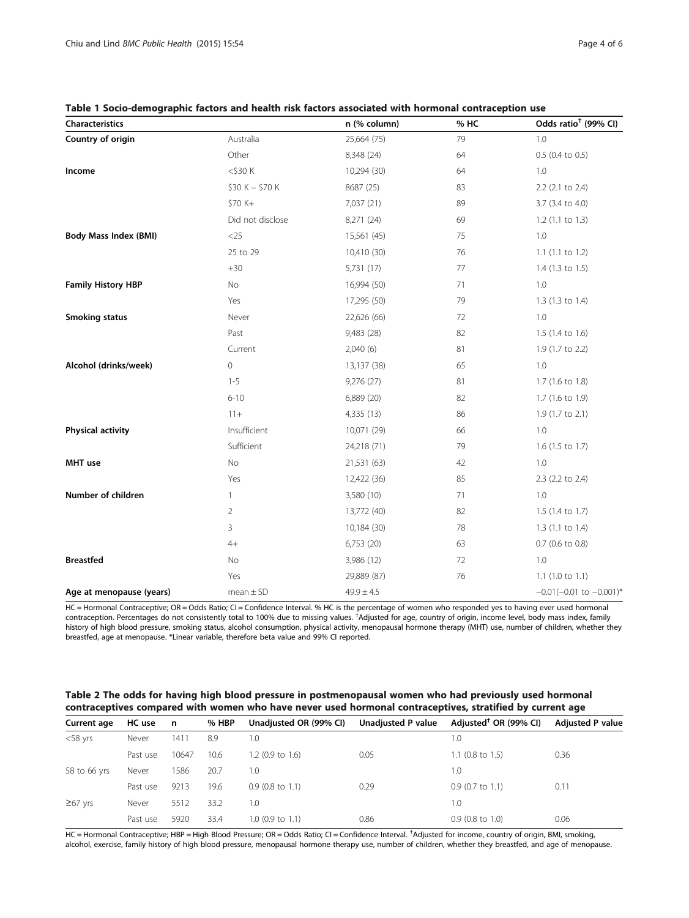**Table 1 Socio-demographic factors and health risk factors associated with hormonal contraception use**

| Characteristics | | n (% column) | % HC | Odds ratio[†] (99% CI) |
|---|---|---|---|---|
| **Country of origin** | Australia | 25,664 (75) | 79 | 1.0 |
| | Other | 8,348 (24) | 64 | 0.5 (0.4 to 0.5) |
| **Income** | <$30 K | 10,294 (30) | 64 | 1.0 |
| | $30 K – $70 K | 8687 (25) | 83 | 2.2 (2.1 to 2.4) |
| | $70 K+ | 7,037 (21) | 89 | 3.7 (3.4 to 4.0) |
| | Did not disclose | 8,271 (24) | 69 | 1.2 (1.1 to 1.3) |
| **Body Mass Index (BMI)** | <25 | 15,561 (45) | 75 | 1.0 |
| | 25 to 29 | 10,410 (30) | 76 | 1.1 (1.1 to 1.2) |
| | +30 | 5,731 (17) | 77 | 1.4 (1.3 to 1.5) |
| **Family History HBP** | No | 16,994 (50) | 71 | 1.0 |
| | Yes | 17,295 (50) | 79 | 1.3 (1.3 to 1.4) |
| **Smoking status** | Never | 22,626 (66) | 72 | 1.0 |
| | Past | 9,483 (28) | 82 | 1.5 (1.4 to 1.6) |
| | Current | 2,040 (6) | 81 | 1.9 (1.7 to 2.2) |
| **Alcohol (drinks/week)** | 0 | 13,137 (38) | 65 | 1.0 |
| | 1-5 | 9,276 (27) | 81 | 1.7 (1.6 to 1.8) |
| | 6-10 | 6,889 (20) | 82 | 1.7 (1.6 to 1.9) |
| | 11+ | 4,335 (13) | 86 | 1.9 (1.7 to 2.1) |
| **Physical activity** | Insufficient | 10,071 (29) | 66 | 1.0 |
| | Sufficient | 24,218 (71) | 79 | 1.6 (1.5 to 1.7) |
| **MHT use** | No | 21,531 (63) | 42 | 1.0 |
| | Yes | 12,422 (36) | 85 | 2.3 (2.2 to 2.4) |
| **Number of children** | 1 | 3,580 (10) | 71 | 1.0 |
| | 2 | 13,772 (40) | 82 | 1.5 (1.4 to 1.7) |
| | 3 | 10,184 (30) | 78 | 1.3 (1.1 to 1.4) |
| | 4+ | 6,753 (20) | 63 | 0.7 (0.6 to 0.8) |
| **Breastfed** | No | 3,986 (12) | 72 | 1.0 |
| | Yes | 29,889 (87) | 76 | 1.1 (1.0 to 1.1) |
| **Age at menopause (years)** | mean ± SD | 49.9 ± 4.5 | | −0.01(−0.01 to −0.001)* |

HC = Hormonal Contraceptive; OR = Odds Ratio; CI = Confidence Interval. % HC is the percentage of women who responded yes to having ever used hormonal contraception. Percentages do not consistently total to 100% due to missing values. [†]Adjusted for age, country of origin, income level, body mass index, family history of high blood pressure, smoking status, alcohol consumption, physical activity, menopausal hormone therapy (MHT) use, number of children, whether they breastfed, age at menopause. *Linear variable, therefore beta value and 99% CI reported.

**Table 2 The odds for having high blood pressure in postmenopausal women who had previously used hormonal contraceptives compared with women who have never used hormonal contraceptives, stratified by current age**

| Current age | HC use | n | % HBP | Unadjusted OR (99% CI) | Unadjusted P value | Adjusted[†] OR (99% CI) | Adjusted P value |
|---|---|---|---|---|---|---|---|
| <58 yrs | Never | 1411 | 8.9 | 1.0 | | 1.0 | |
| | Past use | 10647 | 10.6 | 1.2 (0.9 to 1.6) | 0.05 | 1.1 (0.8 to 1.5) | 0.36 |
| 58 to 66 yrs | Never | 1586 | 20.7 | 1.0 | | 1.0 | |
| | Past use | 9213 | 19.6 | 0.9 (0.8 to 1.1) | 0.29 | 0.9 (0.7 to 1.1) | 0.11 |
| ≥67 yrs | Never | 5512 | 33.2 | 1.0 | | 1.0 | |
| | Past use | 5920 | 33.4 | 1.0 (0.9 to 1.1) | 0.86 | 0.9 (0.8 to 1.0) | 0.06 |

HC = Hormonal Contraceptive; HBP = High Blood Pressure; OR = Odds Ratio; CI = Confidence Interval. [†]Adjusted for income, country of origin, BMI, smoking, alcohol, exercise, family history of high blood pressure, menopausal hormone therapy use, number of children, whether they breastfed, and age of menopause.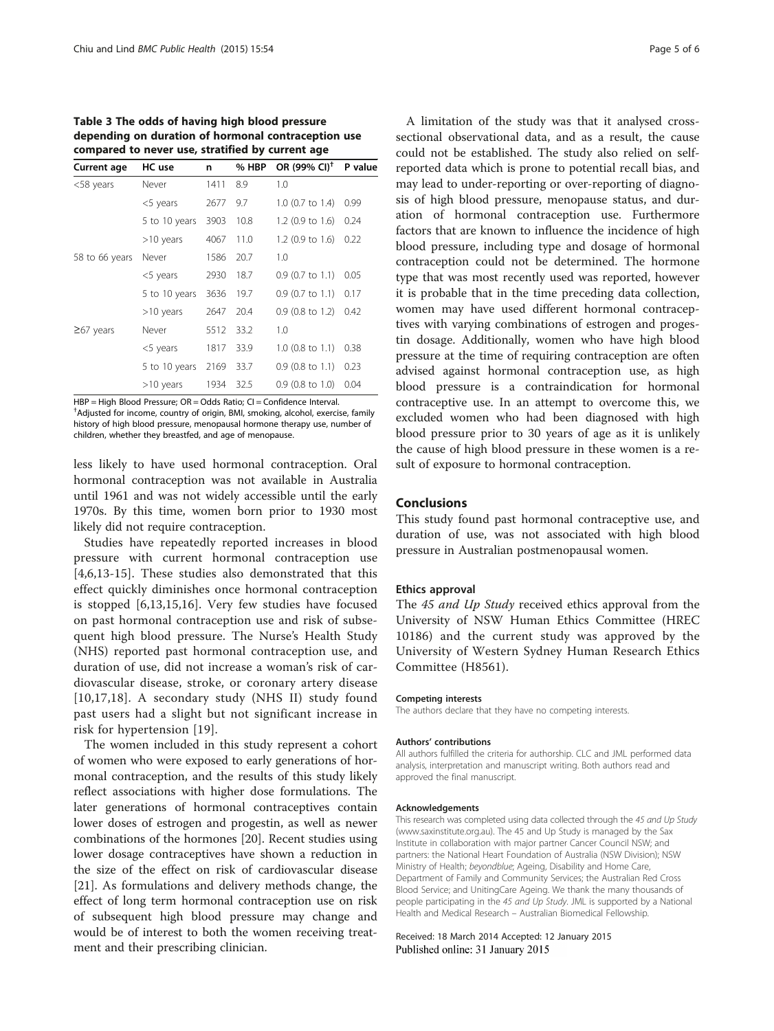**Table 3 The odds of having high blood pressure depending on duration of hormonal contraception use compared to never use, stratified by current age**

| Current age | HC use | n | % HBP | OR (99% CI)[†] | P value |
|---|---|---|---|---|---|
| <58 years | Never | 1411 | 8.9 | 1.0 | |
| | <5 years | 2677 | 9.7 | 1.0 (0.7 to 1.4) | 0.99 |
| | 5 to 10 years | 3903 | 10.8 | 1.2 (0.9 to 1.6) | 0.24 |
| | >10 years | 4067 | 11.0 | 1.2 (0.9 to 1.6) | 0.22 |
| 58 to 66 years | Never | 1586 | 20.7 | 1.0 | |
| | <5 years | 2930 | 18.7 | 0.9 (0.7 to 1.1) | 0.05 |
| | 5 to 10 years | 3636 | 19.7 | 0.9 (0.7 to 1.1) | 0.17 |
| | >10 years | 2647 | 20.4 | 0.9 (0.8 to 1.2) | 0.42 |
| ≥67 years | Never | 5512 | 33.2 | 1.0 | |
| | <5 years | 1817 | 33.9 | 1.0 (0.8 to 1.1) | 0.38 |
| | 5 to 10 years | 2169 | 33.7 | 0.9 (0.8 to 1.1) | 0.23 |
| | >10 years | 1934 | 32.5 | 0.9 (0.8 to 1.0) | 0.04 |

HBP = High Blood Pressure; OR = Odds Ratio; CI = Confidence Interval.
[†]Adjusted for income, country of origin, BMI, smoking, alcohol, exercise, family history of high blood pressure, menopausal hormone therapy use, number of children, whether they breastfed, and age of menopause.

less likely to have used hormonal contraception. Oral hormonal contraception was not available in Australia until 1961 and was not widely accessible until the early 1970s. By this time, women born prior to 1930 most likely did not require contraception.

Studies have repeatedly reported increases in blood pressure with current hormonal contraception use [4,6,13-15]. These studies also demonstrated that this effect quickly diminishes once hormonal contraception is stopped [6,13,15,16]. Very few studies have focused on past hormonal contraception use and risk of subsequent high blood pressure. The Nurse's Health Study (NHS) reported past hormonal contraception use, and duration of use, did not increase a woman's risk of cardiovascular disease, stroke, or coronary artery disease [10,17,18]. A secondary study (NHS II) study found past users had a slight but not significant increase in risk for hypertension [19].

The women included in this study represent a cohort of women who were exposed to early generations of hormonal contraception, and the results of this study likely reflect associations with higher dose formulations. The later generations of hormonal contraceptives contain lower doses of estrogen and progestin, as well as newer combinations of the hormones [20]. Recent studies using lower dosage contraceptives have shown a reduction in the size of the effect on risk of cardiovascular disease [21]. As formulations and delivery methods change, the effect of long term hormonal contraception use on risk of subsequent high blood pressure may change and would be of interest to both the women receiving treatment and their prescribing clinician.

A limitation of the study was that it analysed cross-sectional observational data, and as a result, the cause could not be established. The study also relied on self-reported data which is prone to potential recall bias, and may lead to under-reporting or over-reporting of diagnosis of high blood pressure, menopause status, and duration of hormonal contraception use. Furthermore factors that are known to influence the incidence of high blood pressure, including type and dosage of hormonal contraception could not be determined. The hormone type that was most recently used was reported, however it is probable that in the time preceding data collection, women may have used different hormonal contraceptives with varying combinations of estrogen and progestin dosage. Additionally, women who have high blood pressure at the time of requiring contraception are often advised against hormonal contraception use, as high blood pressure is a contraindication for hormonal contraceptive use. In an attempt to overcome this, we excluded women who had been diagnosed with high blood pressure prior to 30 years of age as it is unlikely the cause of high blood pressure in these women is a result of exposure to hormonal contraception.

## Conclusions

This study found past hormonal contraceptive use, and duration of use, was not associated with high blood pressure in Australian postmenopausal women.

### Ethics approval

The *45 and Up Study* received ethics approval from the University of NSW Human Ethics Committee (HREC 10186) and the current study was approved by the University of Western Sydney Human Research Ethics Committee (H8561).

#### Competing interests

The authors declare that they have no competing interests.

#### Authors' contributions

All authors fulfilled the criteria for authorship. CLC and JML performed data analysis, interpretation and manuscript writing. Both authors read and approved the final manuscript.

#### Acknowledgements

This research was completed using data collected through the *45 and Up Study* (www.saxinstitute.org.au). The 45 and Up Study is managed by the Sax Institute in collaboration with major partner Cancer Council NSW; and partners: the National Heart Foundation of Australia (NSW Division); NSW Ministry of Health; *beyondblue*; Ageing, Disability and Home Care, Department of Family and Community Services; the Australian Red Cross Blood Service; and UnitingCare Ageing. We thank the many thousands of people participating in the *45 and Up Study*. JML is supported by a National Health and Medical Research – Australian Biomedical Fellowship.

Received: 18 March 2014 Accepted: 12 January 2015
Published online: 31 January 2015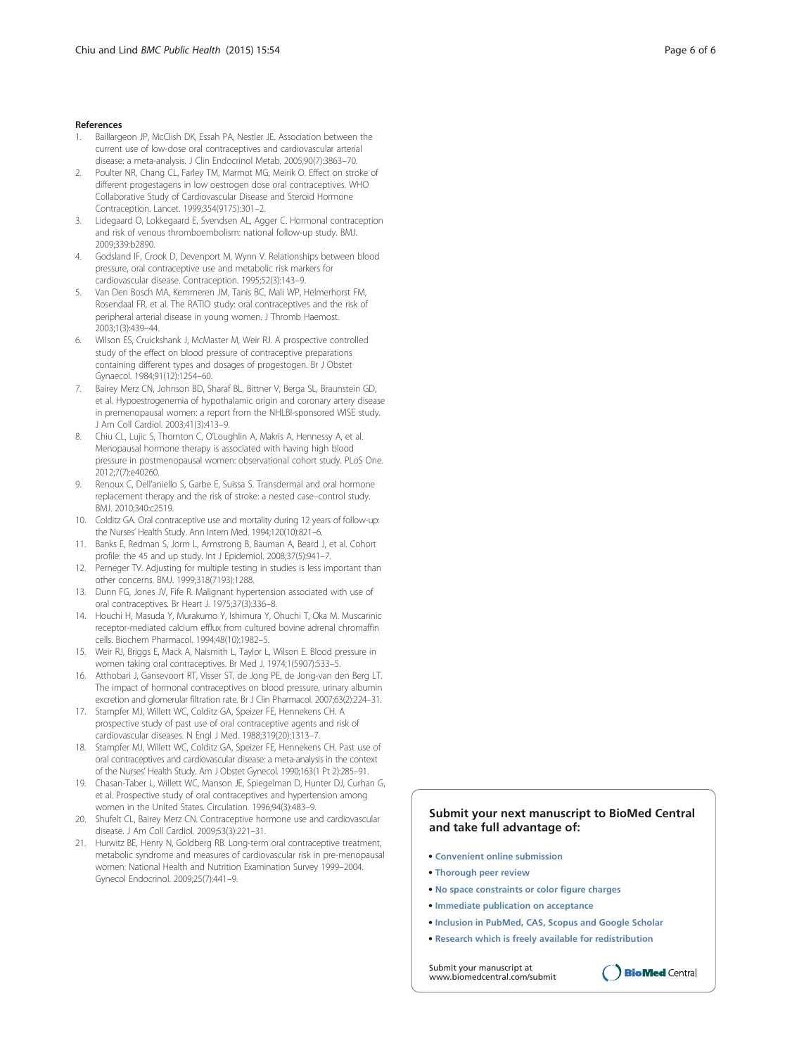## References

1. Baillargeon JP, McClish DK, Essah PA, Nestler JE. Association between the current use of low-dose oral contraceptives and cardiovascular arterial disease: a meta-analysis. J Clin Endocrinol Metab. 2005;90(7):3863–70.
2. Poulter NR, Chang CL, Farley TM, Marmot MG, Meirik O. Effect on stroke of different progestagens in low oestrogen dose oral contraceptives. WHO Collaborative Study of Cardiovascular Disease and Steroid Hormone Contraception. Lancet. 1999;354(9175):301–2.
3. Lidegaard O, Lokkegaard E, Svendsen AL, Agger C. Hormonal contraception and risk of venous thromboembolism: national follow-up study. BMJ. 2009;339:b2890.
4. Godsland IF, Crook D, Devenport M, Wynn V. Relationships between blood pressure, oral contraceptive use and metabolic risk markers for cardiovascular disease. Contraception. 1995;52(3):143–9.
5. Van Den Bosch MA, Kemmeren JM, Tanis BC, Mali WP, Helmerhorst FM, Rosendaal FR, et al. The RATIO study: oral contraceptives and the risk of peripheral arterial disease in young women. J Thromb Haemost. 2003;1(3):439–44.
6. Wilson ES, Cruickshank J, McMaster M, Weir RJ. A prospective controlled study of the effect on blood pressure of contraceptive preparations containing different types and dosages of progestogen. Br J Obstet Gynaecol. 1984;91(12):1254–60.
7. Bairey Merz CN, Johnson BD, Sharaf BL, Bittner V, Berga SL, Braunstein GD, et al. Hypoestrogenemia of hypothalamic origin and coronary artery disease in premenopausal women: a report from the NHLBI-sponsored WISE study. J Am Coll Cardiol. 2003;41(3):413–9.
8. Chiu CL, Lujic S, Thornton C, O'Loughlin A, Makris A, Hennessy A, et al. Menopausal hormone therapy is associated with having high blood pressure in postmenopausal women: observational cohort study. PLoS One. 2012;7(7):e40260.
9. Renoux C, Dell'aniello S, Garbe E, Suissa S. Transdermal and oral hormone replacement therapy and the risk of stroke: a nested case–control study. BMJ. 2010;340:c2519.
10. Colditz GA. Oral contraceptive use and mortality during 12 years of follow-up: the Nurses' Health Study. Ann Intern Med. 1994;120(10):821–6.
11. Banks E, Redman S, Jorm L, Armstrong B, Bauman A, Beard J, et al. Cohort profile: the 45 and up study. Int J Epidemiol. 2008;37(5):941–7.
12. Perneger TV. Adjusting for multiple testing in studies is less important than other concerns. BMJ. 1999;318(7193):1288.
13. Dunn FG, Jones JV, Fife R. Malignant hypertension associated with use of oral contraceptives. Br Heart J. 1975;37(3):336–8.
14. Houchi H, Masuda Y, Murakumo Y, Ishimura Y, Ohuchi T, Oka M. Muscarinic receptor-mediated calcium efflux from cultured bovine adrenal chromaffin cells. Biochem Pharmacol. 1994;48(10):1982–5.
15. Weir RJ, Briggs E, Mack A, Naismith L, Taylor L, Wilson E. Blood pressure in women taking oral contraceptives. Br Med J. 1974;1(5907):533–5.
16. Atthobari J, Gansevoort RT, Visser ST, de Jong PE, de Jong-van den Berg LT. The impact of hormonal contraceptives on blood pressure, urinary albumin excretion and glomerular filtration rate. Br J Clin Pharmacol. 2007;63(2):224–31.
17. Stampfer MJ, Willett WC, Colditz GA, Speizer FE, Hennekens CH. A prospective study of past use of oral contraceptive agents and risk of cardiovascular diseases. N Engl J Med. 1988;319(20):1313–7.
18. Stampfer MJ, Willett WC, Colditz GA, Speizer FE, Hennekens CH. Past use of oral contraceptives and cardiovascular disease: a meta-analysis in the context of the Nurses' Health Study. Am J Obstet Gynecol. 1990;163(1 Pt 2):285–91.
19. Chasan-Taber L, Willett WC, Manson JE, Spiegelman D, Hunter DJ, Curhan G, et al. Prospective study of oral contraceptives and hypertension among women in the United States. Circulation. 1996;94(3):483–9.
20. Shufelt CL, Bairey Merz CN. Contraceptive hormone use and cardiovascular disease. J Am Coll Cardiol. 2009;53(3):221–31.
21. Hurwitz BE, Henry N, Goldberg RB. Long-term oral contraceptive treatment, metabolic syndrome and measures of cardiovascular risk in pre-menopausal women: National Health and Nutrition Examination Survey 1999–2004. Gynecol Endocrinol. 2009;25(7):441–9.

**Submit your next manuscript to BioMed Central and take full advantage of:**

- **Convenient online submission**
- **Thorough peer review**
- **No space constraints or color figure charges**
- **Immediate publication on acceptance**
- **Inclusion in PubMed, CAS, Scopus and Google Scholar**
- **Research which is freely available for redistribution**

Submit your manuscript at
www.biomedcentral.com/submit

BioMed Central